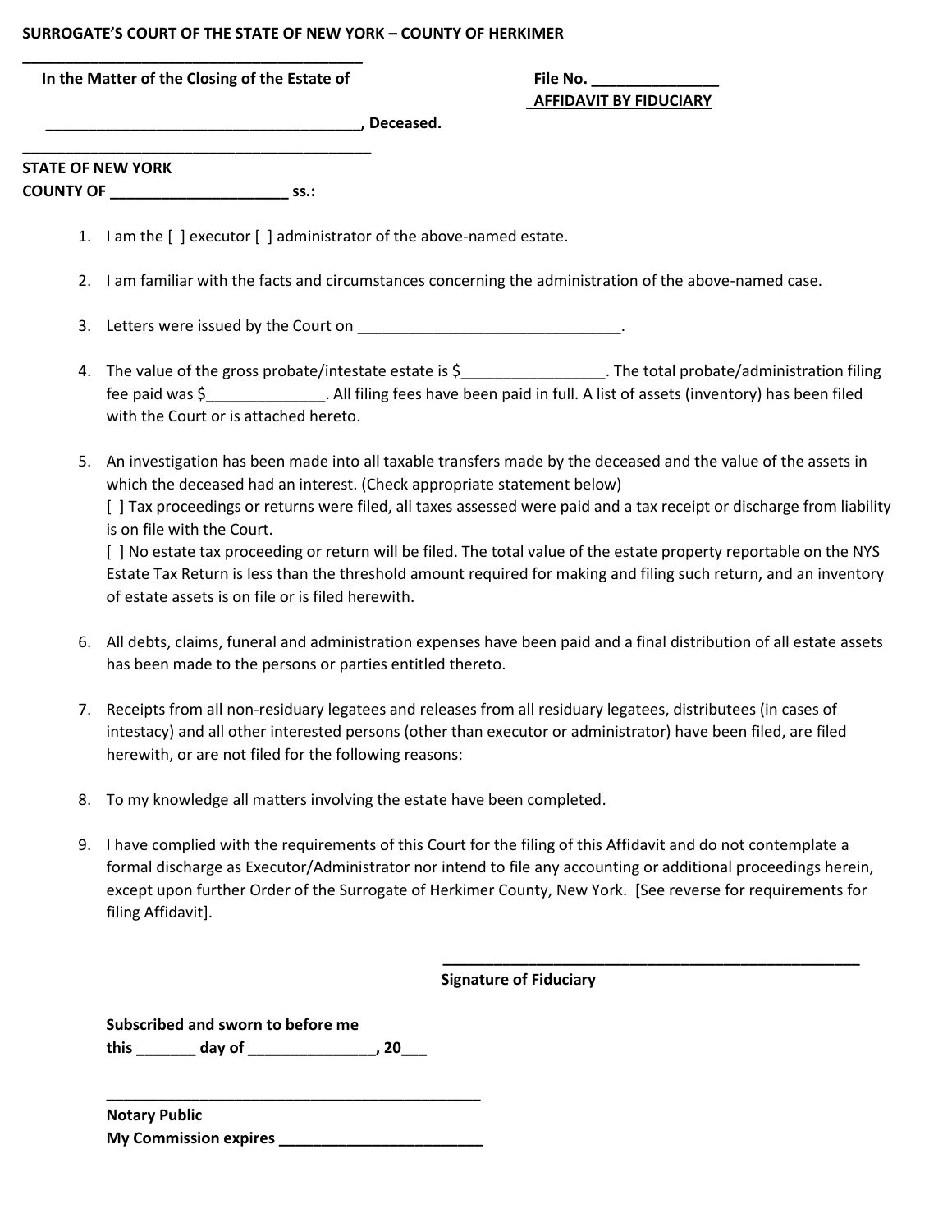**SURROGATE'S COURT OF THE STATE OF NEW YORK – COUNTY OF HERKIMER**

_______________________________________

**In the Matter of the Closing of the Estate of**

**_____________________________________, Deceased.**

_______________________________________

**File No. _______________**

**AFFIDAVIT BY FIDUCIARY**

**STATE OF NEW YORK**

**COUNTY OF ____________________ ss.:**

1. I am the [ ] executor [ ] administrator of the above-named estate.

2. I am familiar with the facts and circumstances concerning the administration of the above-named case.

3. Letters were issued by the Court on ______________________________.

4. The value of the gross probate/intestate estate is $________________. The total probate/administration filing fee paid was $_____________. All filing fees have been paid in full. A list of assets (inventory) has been filed with the Court or is attached hereto.

5. An investigation has been made into all taxable transfers made by the deceased and the value of the assets in which the deceased had an interest. (Check appropriate statement below)
   [ ] Tax proceedings or returns were filed, all taxes assessed were paid and a tax receipt or discharge from liability is on file with the Court.
   [ ] No estate tax proceeding or return will be filed. The total value of the estate property reportable on the NYS Estate Tax Return is less than the threshold amount required for making and filing such return, and an inventory of estate assets is on file or is filed herewith.

6. All debts, claims, funeral and administration expenses have been paid and a final distribution of all estate assets has been made to the persons or parties entitled thereto.

7. Receipts from all non-residuary legatees and releases from all residuary legatees, distributees (in cases of intestacy) and all other interested persons (other than executor or administrator) have been filed, are filed herewith, or are not filed for the following reasons:

8. To my knowledge all matters involving the estate have been completed.

9. I have complied with the requirements of this Court for the filing of this Affidavit and do not contemplate a formal discharge as Executor/Administrator nor intend to file any accounting or additional proceedings herein, except upon further Order of the Surrogate of Herkimer County, New York. [See reverse for requirements for filing Affidavit].

_______________________________________

**Signature of Fiduciary**

**Subscribed and sworn to before me**
**this _______ day of ______________, 20___**

_______________________________________

**Notary Public**
**My Commission expires ______________________**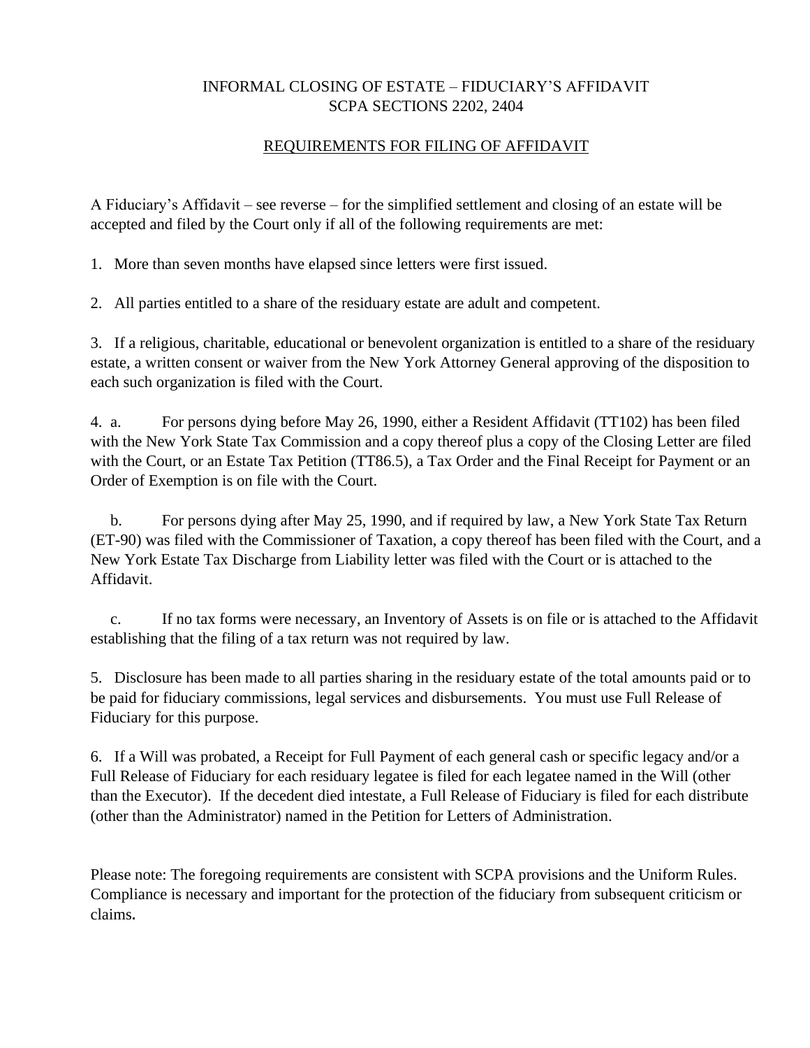# INFORMAL CLOSING OF ESTATE – FIDUCIARY'S AFFIDAVIT
# SCPA SECTIONS 2202, 2404

## REQUIREMENTS FOR FILING OF AFFIDAVIT

A Fiduciary's Affidavit – see reverse – for the simplified settlement and closing of an estate will be accepted and filed by the Court only if all of the following requirements are met:

1. More than seven months have elapsed since letters were first issued.

2. All parties entitled to a share of the residuary estate are adult and competent.

3. If a religious, charitable, educational or benevolent organization is entitled to a share of the residuary estate, a written consent or waiver from the New York Attorney General approving of the disposition to each such organization is filed with the Court.

4. a. For persons dying before May 26, 1990, either a Resident Affidavit (TT102) has been filed with the New York State Tax Commission and a copy thereof plus a copy of the Closing Letter are filed with the Court, or an Estate Tax Petition (TT86.5), a Tax Order and the Final Receipt for Payment or an Order of Exemption is on file with the Court.

   b. For persons dying after May 25, 1990, and if required by law, a New York State Tax Return (ET-90) was filed with the Commissioner of Taxation, a copy thereof has been filed with the Court, and a New York Estate Tax Discharge from Liability letter was filed with the Court or is attached to the Affidavit.

   c. If no tax forms were necessary, an Inventory of Assets is on file or is attached to the Affidavit establishing that the filing of a tax return was not required by law.

5. Disclosure has been made to all parties sharing in the residuary estate of the total amounts paid or to be paid for fiduciary commissions, legal services and disbursements. You must use Full Release of Fiduciary for this purpose.

6. If a Will was probated, a Receipt for Full Payment of each general cash or specific legacy and/or a Full Release of Fiduciary for each residuary legatee is filed for each legatee named in the Will (other than the Executor). If the decedent died intestate, a Full Release of Fiduciary is filed for each distribute (other than the Administrator) named in the Petition for Letters of Administration.

Please note: The foregoing requirements are consistent with SCPA provisions and the Uniform Rules. Compliance is necessary and important for the protection of the fiduciary from subsequent criticism or claims.